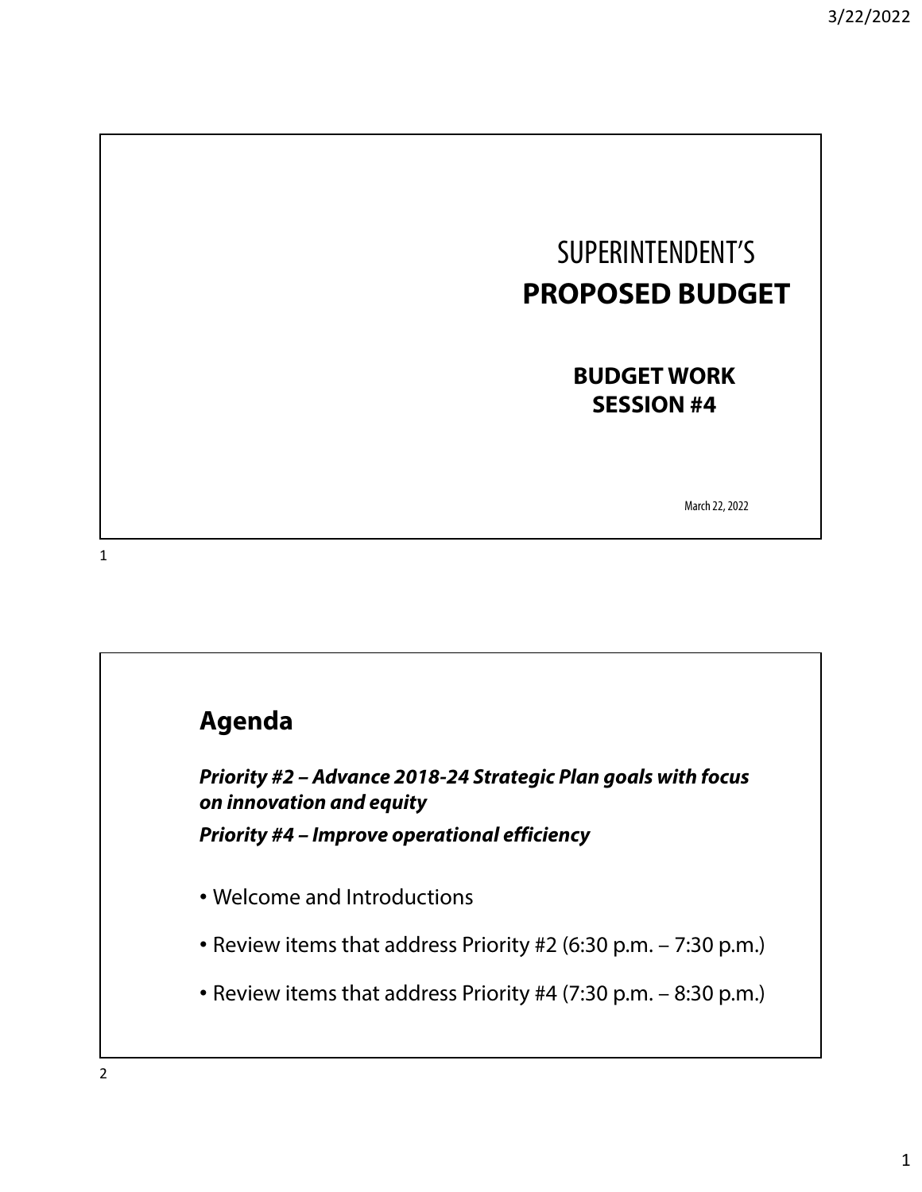# SUPERINTENDENT'S **PROPOSED BUDGET**

## BUDGET WORK SESSION #4

March 22, 2022

## Agenda

***Priority #2 – Advance 2018-24 Strategic Plan goals with focus on innovation and equity***

***Priority #4 – Improve operational efficiency***

- Welcome and Introductions
- Review items that address Priority #2 (6:30 p.m. – 7:30 p.m.)
- Review items that address Priority #4 (7:30 p.m. – 8:30 p.m.)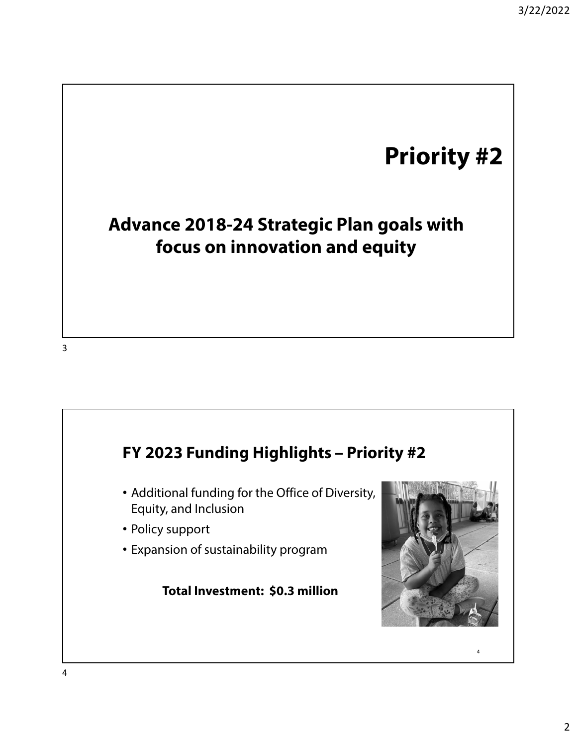# Priority #2

## Advance 2018-24 Strategic Plan goals with focus on innovation and equity

## FY 2023 Funding Highlights – Priority #2

- Additional funding for the Office of Diversity, Equity, and Inclusion
- Policy support
- Expansion of sustainability program

**Total Investment: $0.3 million**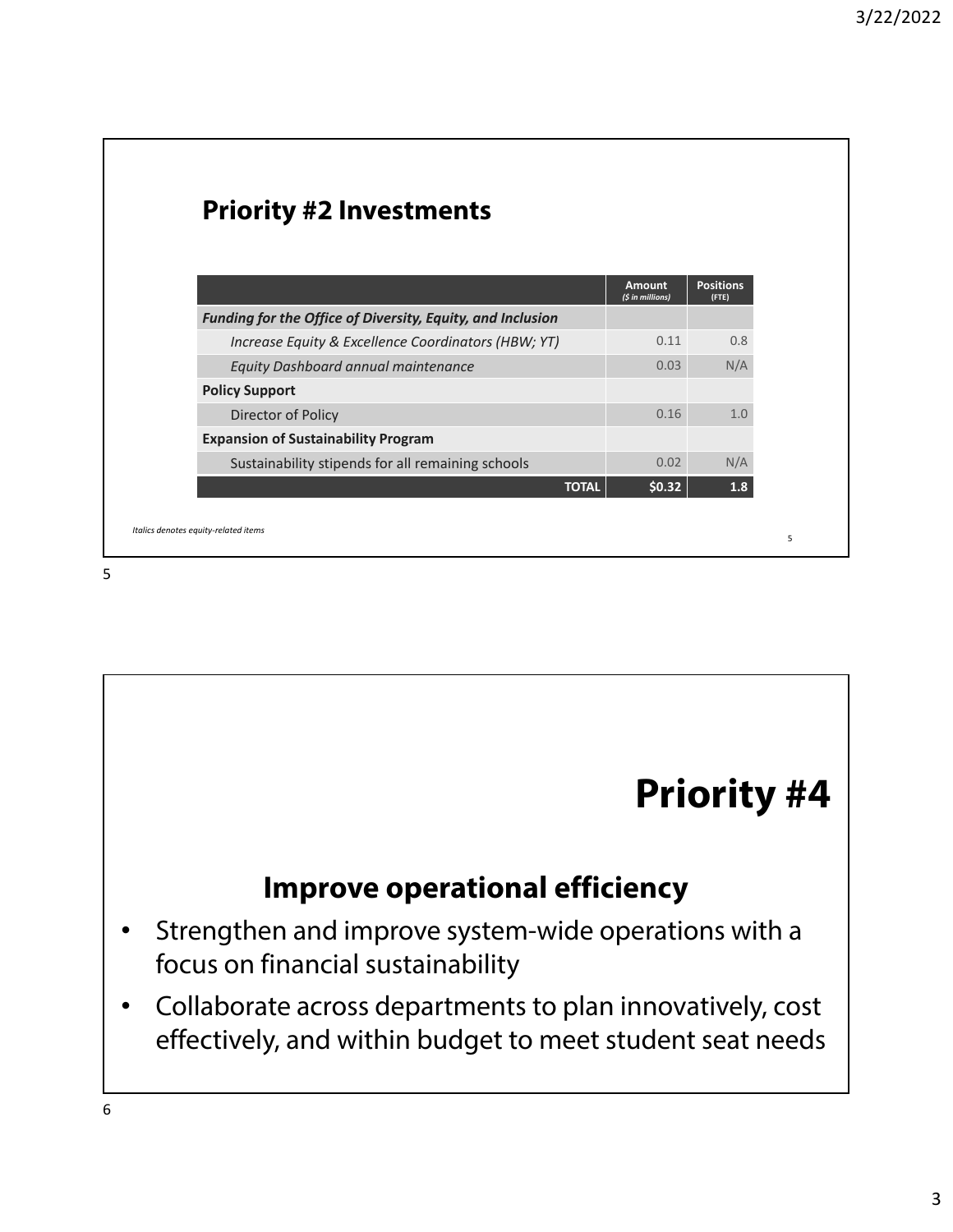## Priority #2 Investments

| | Amount *($ in millions)* | Positions (FTE) |
|---|---|---|
| ***Funding for the Office of Diversity, Equity, and Inclusion*** | | |
| *Increase Equity & Excellence Coordinators (HBW; YT)* | 0.11 | 0.8 |
| *Equity Dashboard annual maintenance* | 0.03 | N/A |
| **Policy Support** | | |
| Director of Policy | 0.16 | 1.0 |
| **Expansion of Sustainability Program** | | |
| Sustainability stipends for all remaining schools | 0.02 | N/A |
| **TOTAL** | **$0.32** | **1.8** |

*Italics denotes equity-related items*

# Priority #4

## Improve operational efficiency

- Strengthen and improve system-wide operations with a focus on financial sustainability
- Collaborate across departments to plan innovatively, cost effectively, and within budget to meet student seat needs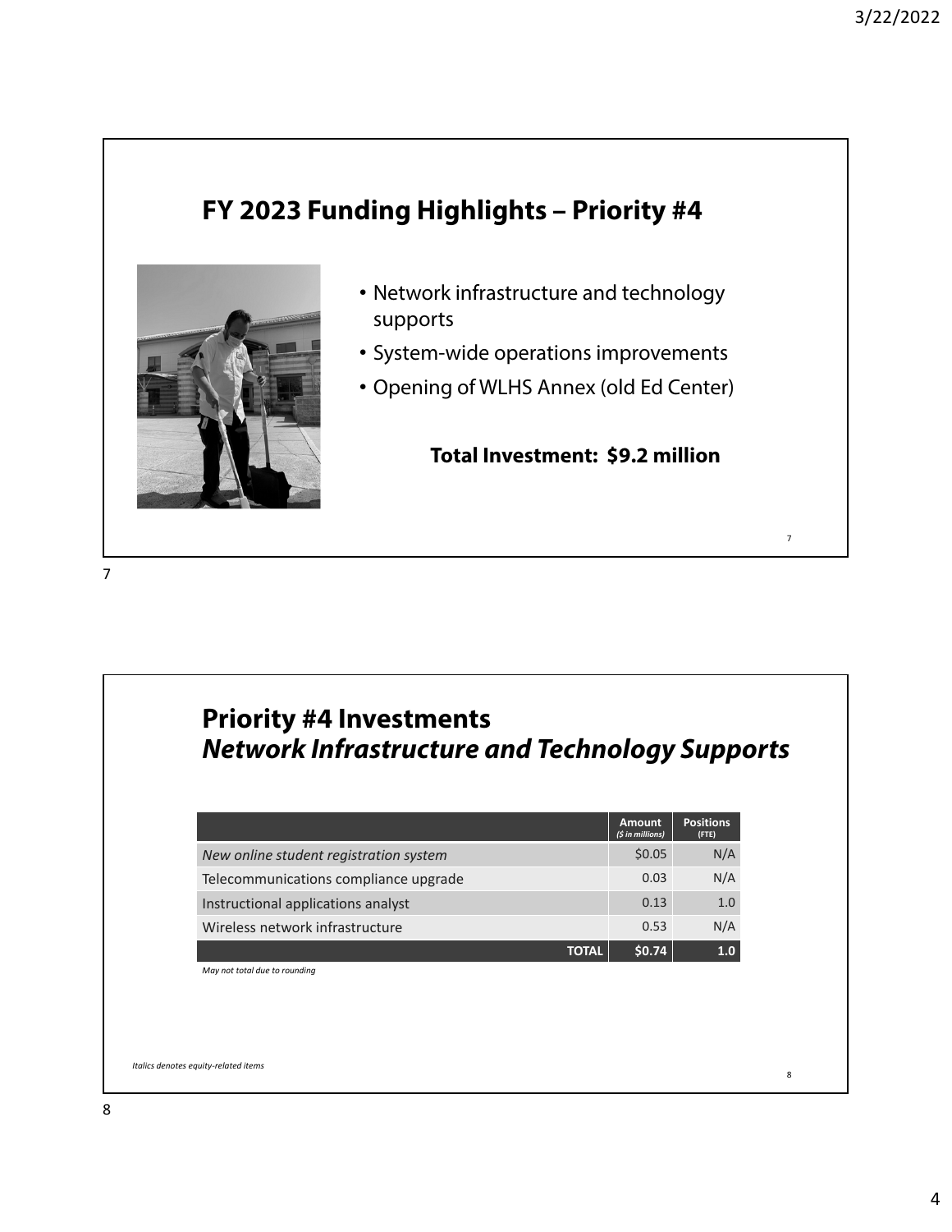## FY 2023 Funding Highlights – Priority #4

- Network infrastructure and technology supports
- System-wide operations improvements
- Opening of WLHS Annex (old Ed Center)

**Total Investment: $9.2 million**

## Priority #4 Investments
### *Network Infrastructure and Technology Supports*

| | Amount *($ in millions)* | Positions (FTE) |
|---|---|---|
| *New online student registration system* | $0.05 | N/A |
| Telecommunications compliance upgrade | 0.03 | N/A |
| Instructional applications analyst | 0.13 | 1.0 |
| Wireless network infrastructure | 0.53 | N/A |
| **TOTAL** | **$0.74** | **1.0** |

*May not total due to rounding*

*Italics denotes equity-related items*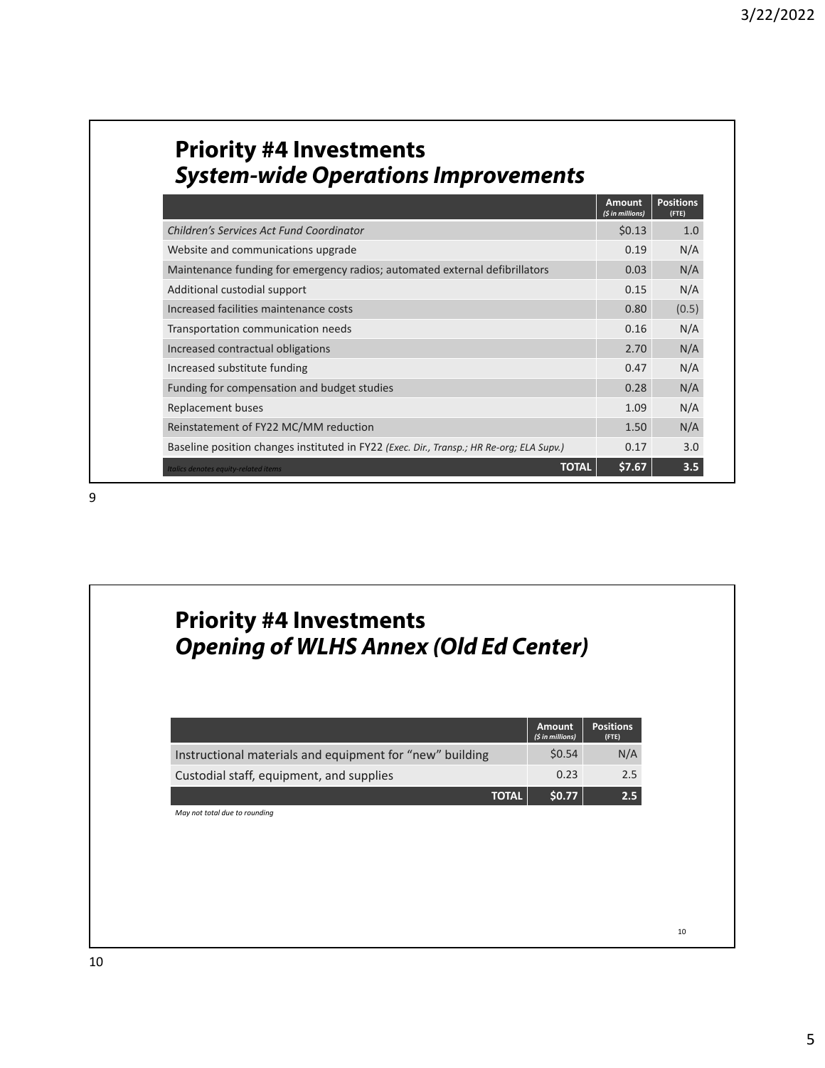## Priority #4 Investments
## *System-wide Operations Improvements*

| | Amount *($ in millions)* | Positions (FTE) |
|---|---|---|
| *Children's Services Act Fund Coordinator* | $0.13 | 1.0 |
| Website and communications upgrade | 0.19 | N/A |
| Maintenance funding for emergency radios; automated external defibrillators | 0.03 | N/A |
| Additional custodial support | 0.15 | N/A |
| Increased facilities maintenance costs | 0.80 | (0.5) |
| Transportation communication needs | 0.16 | N/A |
| Increased contractual obligations | 2.70 | N/A |
| Increased substitute funding | 0.47 | N/A |
| Funding for compensation and budget studies | 0.28 | N/A |
| Replacement buses | 1.09 | N/A |
| Reinstatement of FY22 MC/MM reduction | 1.50 | N/A |
| Baseline position changes instituted in FY22 *(Exec. Dir., Transp.; HR Re-org; ELA Supv.)* | 0.17 | 3.0 |
| *Italics denotes equity-related items* **TOTAL** | **$7.67** | **3.5** |

## Priority #4 Investments
## *Opening of WLHS Annex (Old Ed Center)*

| | Amount *($ in millions)* | Positions (FTE) |
|---|---|---|
| Instructional materials and equipment for "new" building | $0.54 | N/A |
| Custodial staff, equipment, and supplies | 0.23 | 2.5 |
| **TOTAL** | **$0.77** | **2.5** |

*May not total due to rounding*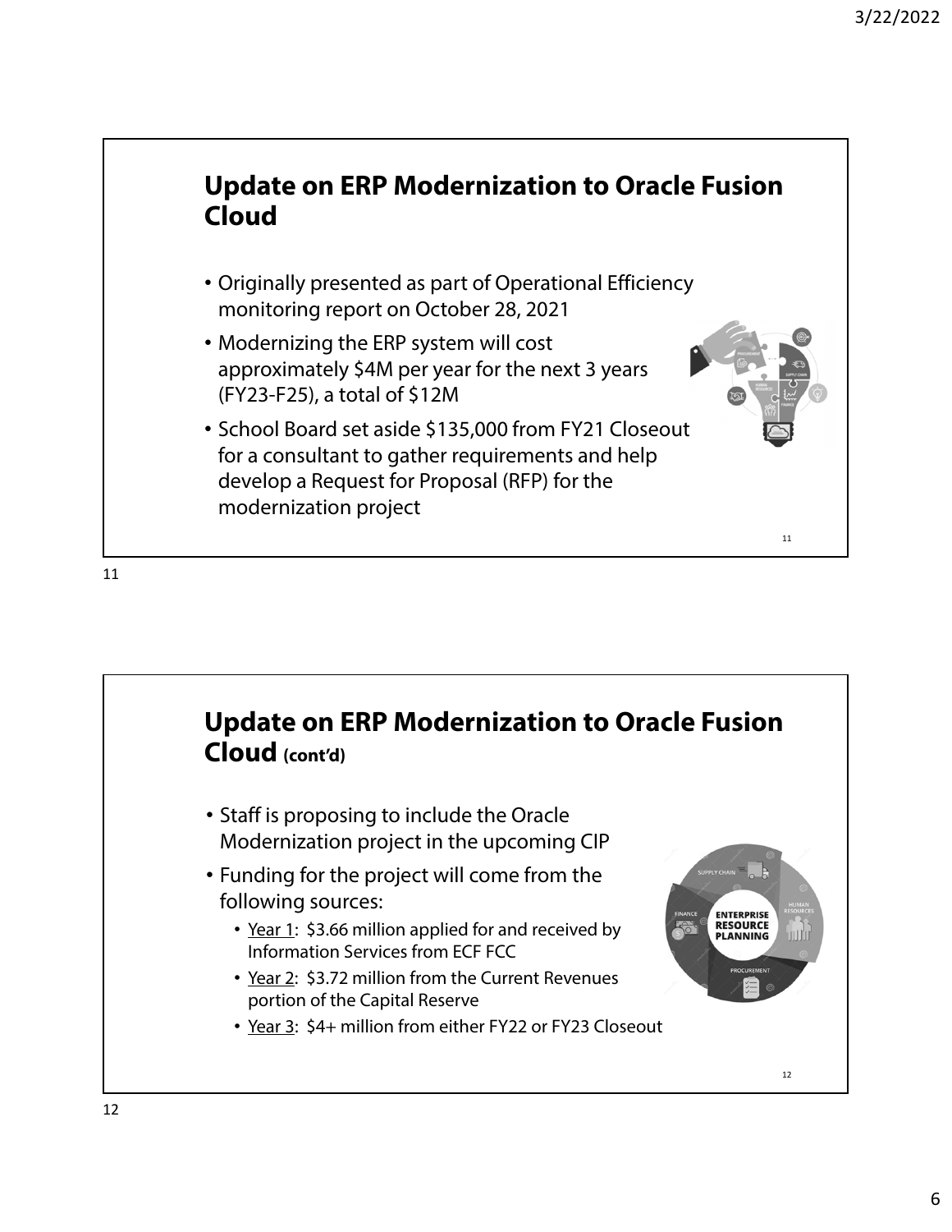## Update on ERP Modernization to Oracle Fusion Cloud

- Originally presented as part of Operational Efficiency monitoring report on October 28, 2021
- Modernizing the ERP system will cost approximately $4M per year for the next 3 years (FY23-F25), a total of $12M
- School Board set aside $135,000 from FY21 Closeout for a consultant to gather requirements and help develop a Request for Proposal (RFP) for the modernization project

## Update on ERP Modernization to Oracle Fusion Cloud (cont'd)

- Staff is proposing to include the Oracle Modernization project in the upcoming CIP
- Funding for the project will come from the following sources:
  - Year 1: $3.66 million applied for and received by Information Services from ECF FCC
  - Year 2: $3.72 million from the Current Revenues portion of the Capital Reserve
  - Year 3: $4+ million from either FY22 or FY23 Closeout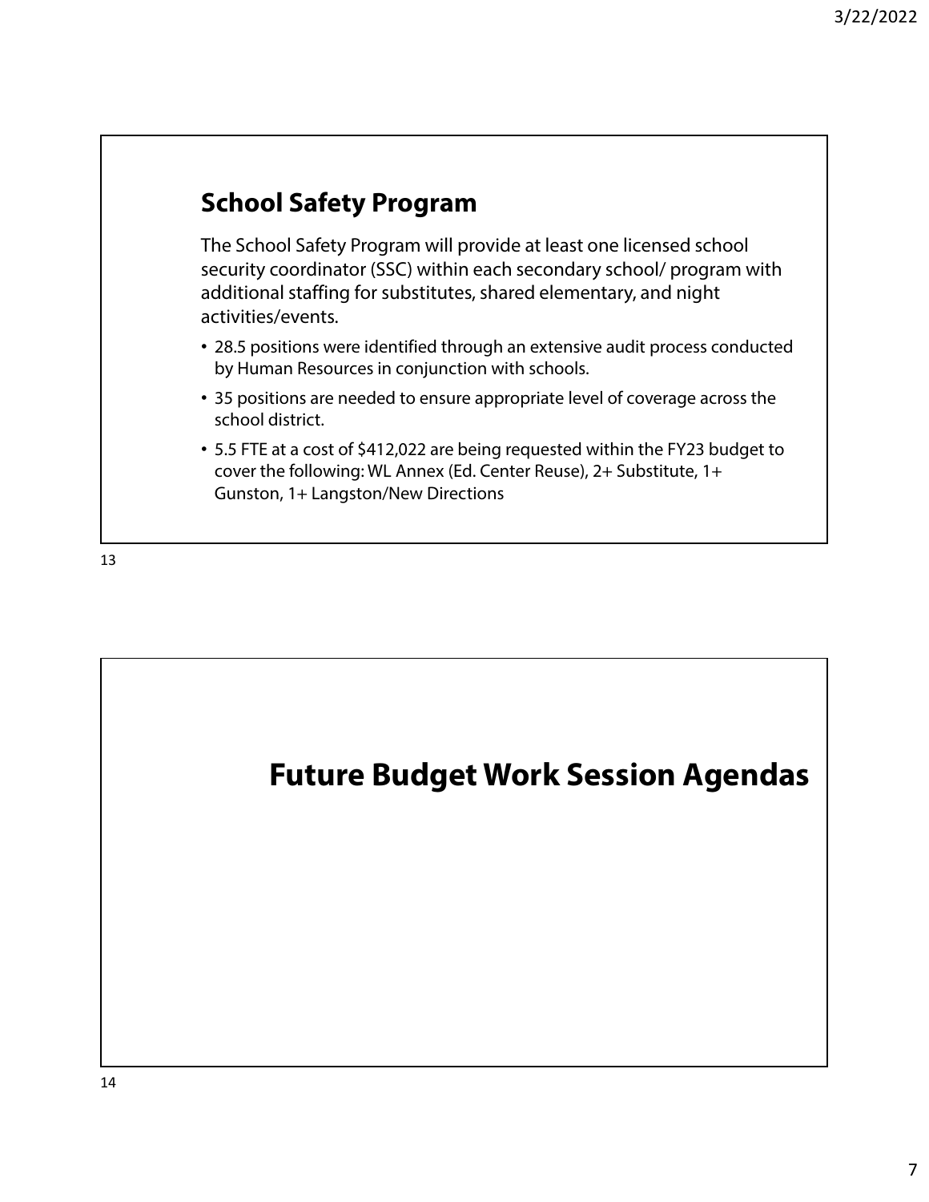## School Safety Program

The School Safety Program will provide at least one licensed school security coordinator (SSC) within each secondary school/ program with additional staffing for substitutes, shared elementary, and night activities/events.

- 28.5 positions were identified through an extensive audit process conducted by Human Resources in conjunction with schools.
- 35 positions are needed to ensure appropriate level of coverage across the school district.
- 5.5 FTE at a cost of $412,022 are being requested within the FY23 budget to cover the following: WL Annex (Ed. Center Reuse), 2+ Substitute, 1+ Gunston, 1+ Langston/New Directions

## Future Budget Work Session Agendas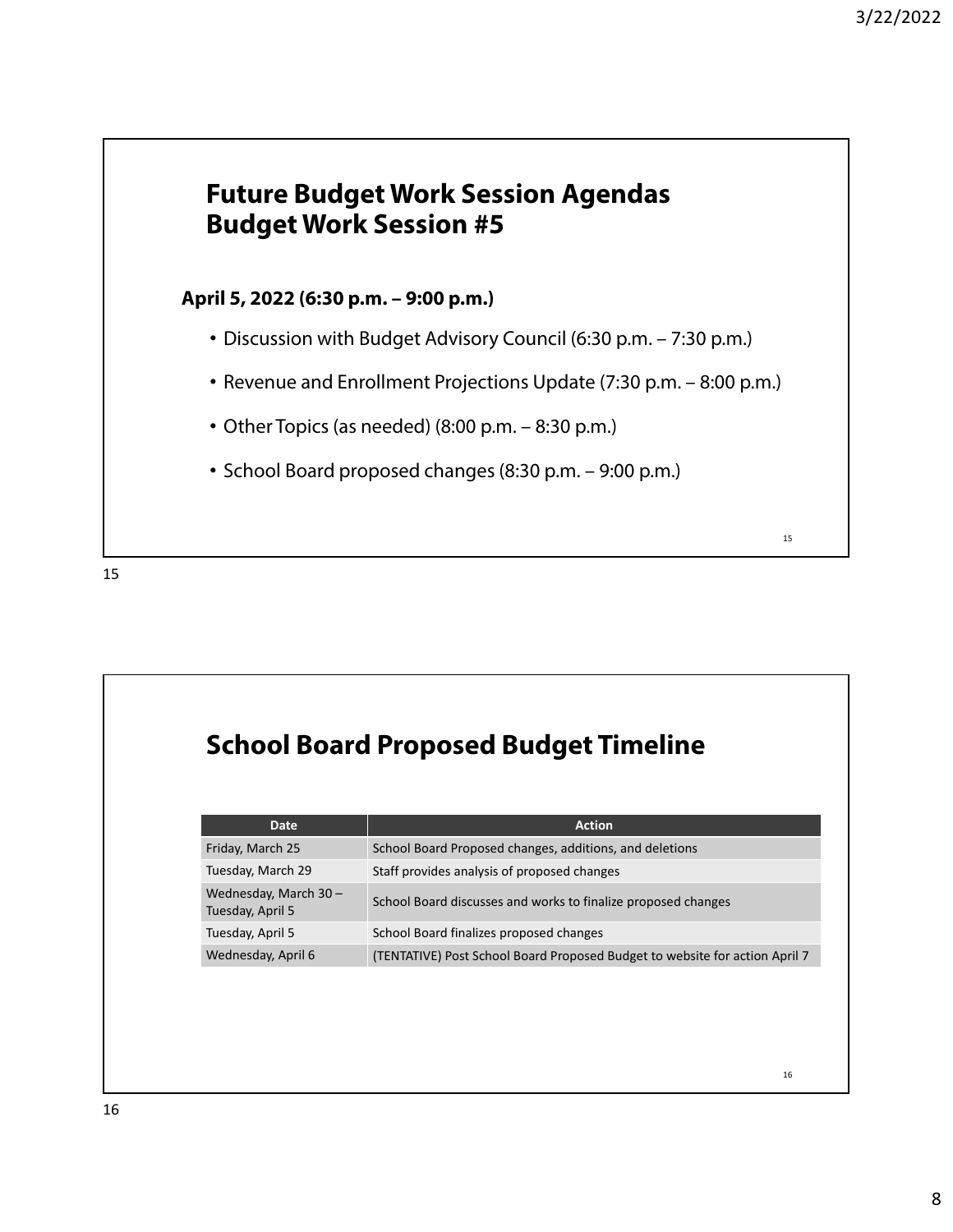# Future Budget Work Session Agendas
# Budget Work Session #5

**April 5, 2022 (6:30 p.m. – 9:00 p.m.)**

- Discussion with Budget Advisory Council (6:30 p.m. – 7:30 p.m.)
- Revenue and Enrollment Projections Update (7:30 p.m. – 8:00 p.m.)
- Other Topics (as needed) (8:00 p.m. – 8:30 p.m.)
- School Board proposed changes (8:30 p.m. – 9:00 p.m.)

# School Board Proposed Budget Timeline

| Date | Action |
| --- | --- |
| Friday, March 25 | School Board Proposed changes, additions, and deletions |
| Tuesday, March 29 | Staff provides analysis of proposed changes |
| Wednesday, March 30 – Tuesday, April 5 | School Board discusses and works to finalize proposed changes |
| Tuesday, April 5 | School Board finalizes proposed changes |
| Wednesday, April 6 | (TENTATIVE) Post School Board Proposed Budget to website for action April 7 |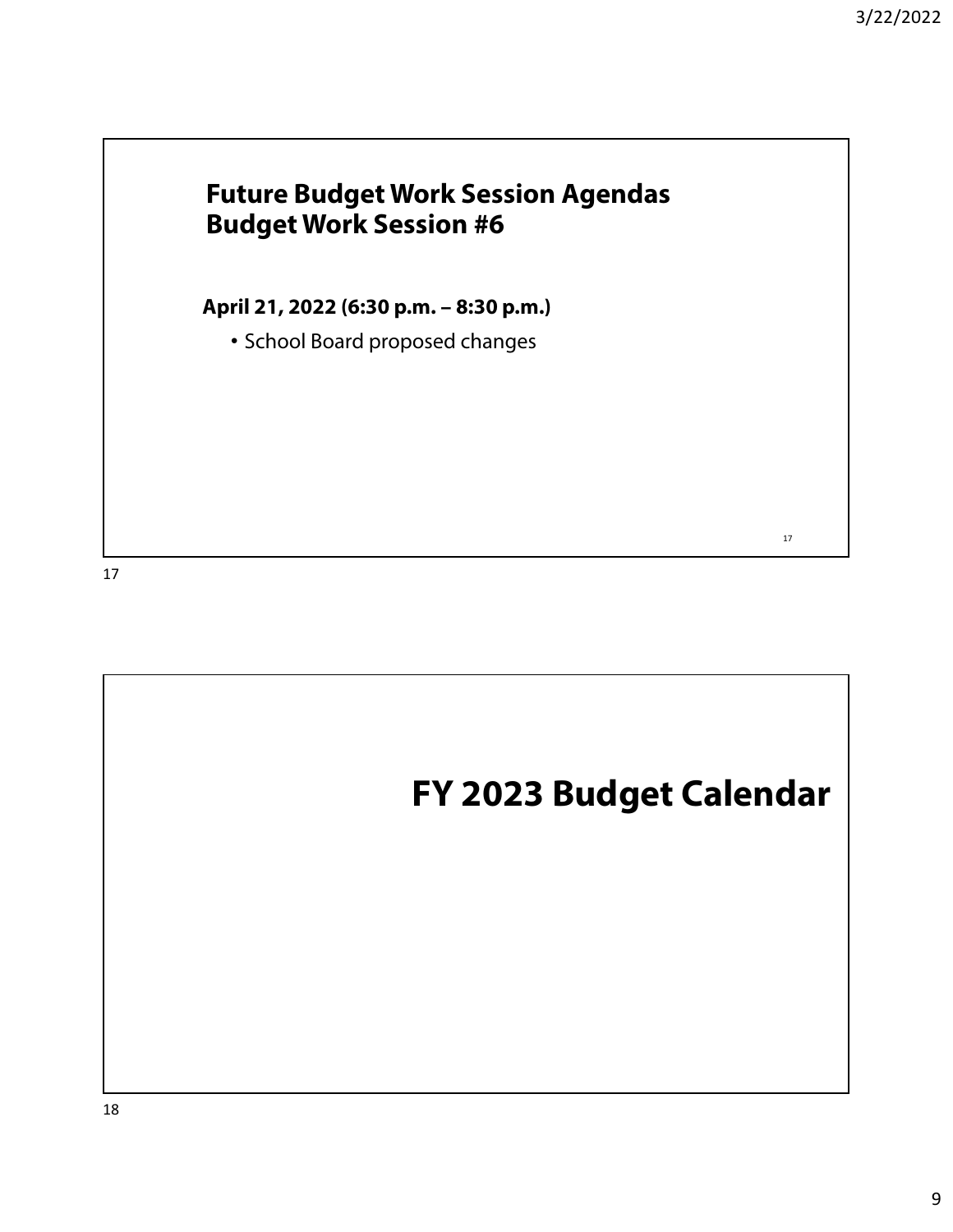## Future Budget Work Session Agendas
## Budget Work Session #6

**April 21, 2022 (6:30 p.m. – 8:30 p.m.)**

- School Board proposed changes

# FY 2023 Budget Calendar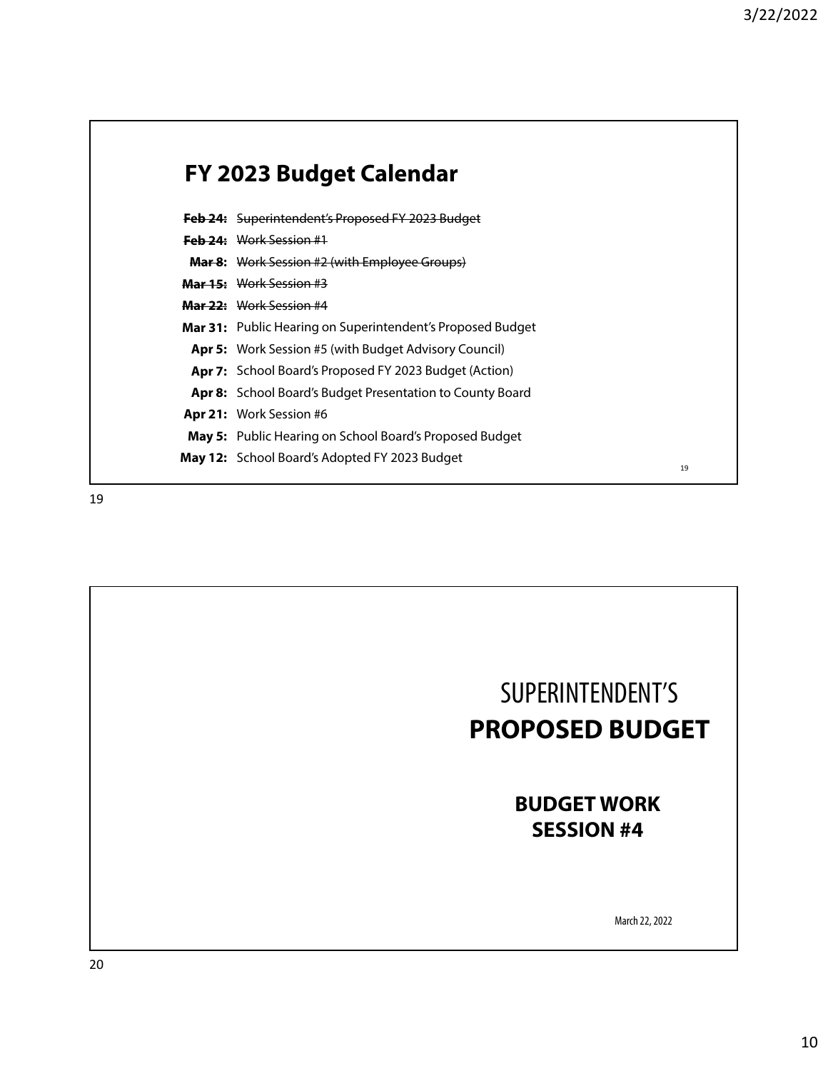## FY 2023 Budget Calendar

| | |
|---|---|
| ~~**Feb 24:**~~ | ~~Superintendent's Proposed FY 2023 Budget~~ |
| ~~**Feb 24:**~~ | ~~Work Session #1~~ |
| ~~**Mar 8:**~~ | ~~Work Session #2 (with Employee Groups)~~ |
| ~~**Mar 15:**~~ | ~~Work Session #3~~ |
| ~~**Mar 22:**~~ | ~~Work Session #4~~ |
| **Mar 31:** | Public Hearing on Superintendent's Proposed Budget |
| **Apr 5:** | Work Session #5 (with Budget Advisory Council) |
| **Apr 7:** | School Board's Proposed FY 2023 Budget (Action) |
| **Apr 8:** | School Board's Budget Presentation to County Board |
| **Apr 21:** | Work Session #6 |
| **May 5:** | Public Hearing on School Board's Proposed Budget |
| **May 12:** | School Board's Adopted FY 2023 Budget |

# SUPERINTENDENT'S **PROPOSED BUDGET**

**BUDGET WORK SESSION #4**

March 22, 2022